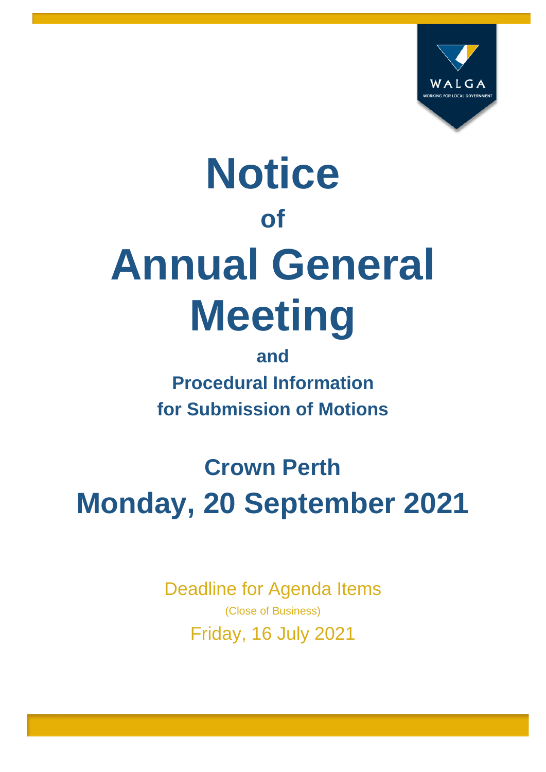WALGA

WORKING FOR LOCAL GOVERNMENT

# Notice

## of

# Annual General Meeting

## and

## Procedural Information for Submission of Motions

## Crown Perth

# Monday, 20 September 2021

Deadline for Agenda Items

(Close of Business)

Friday, 16 July 2021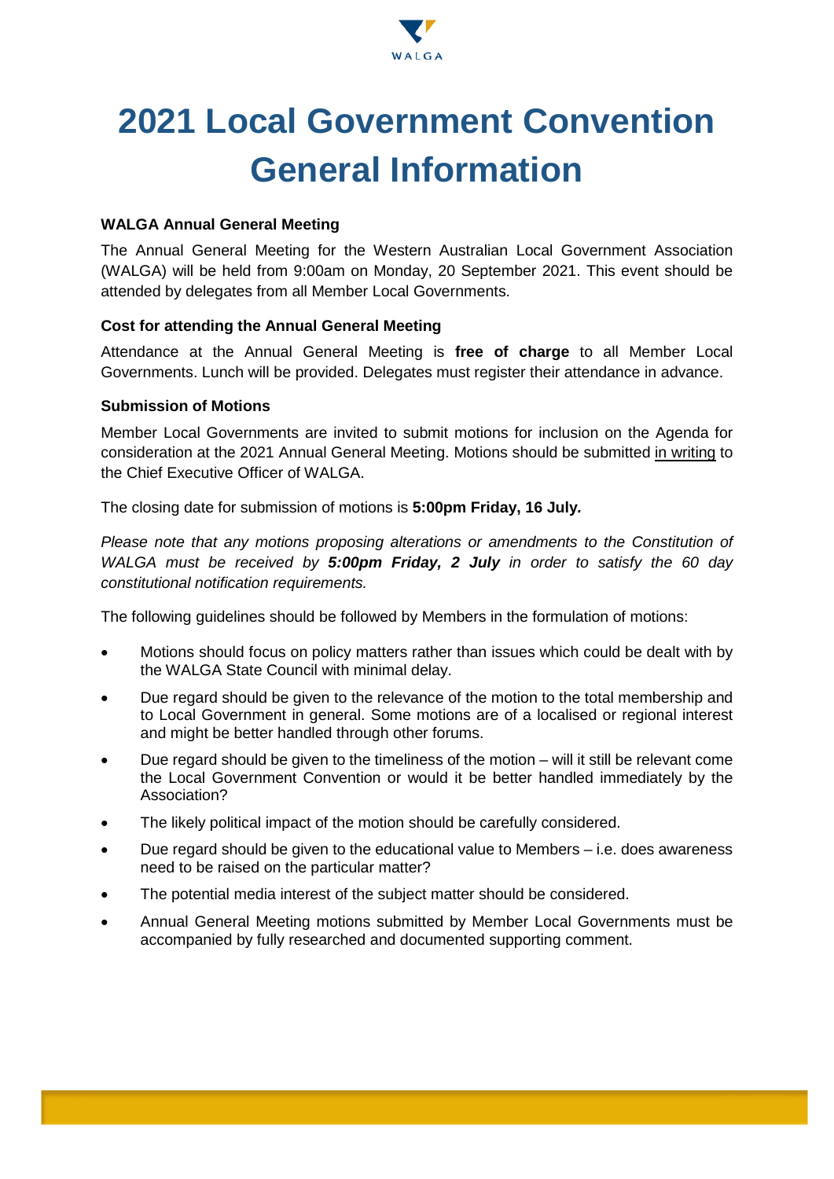# 2021 Local Government Convention General Information

**WALGA Annual General Meeting**

The Annual General Meeting for the Western Australian Local Government Association (WALGA) will be held from 9:00am on Monday, 20 September 2021. This event should be attended by delegates from all Member Local Governments.

**Cost for attending the Annual General Meeting**

Attendance at the Annual General Meeting is **free of charge** to all Member Local Governments. Lunch will be provided. Delegates must register their attendance in advance.

**Submission of Motions**

Member Local Governments are invited to submit motions for inclusion on the Agenda for consideration at the 2021 Annual General Meeting. Motions should be submitted <u>in writing</u> to the Chief Executive Officer of WALGA.

The closing date for submission of motions is **5:00pm Friday, 16 July*.***

*Please note that any motions proposing alterations or amendments to the Constitution of WALGA must be received by **5:00pm Friday, 2 July** in order to satisfy the 60 day constitutional notification requirements.*

The following guidelines should be followed by Members in the formulation of motions:

- Motions should focus on policy matters rather than issues which could be dealt with by the WALGA State Council with minimal delay.
- Due regard should be given to the relevance of the motion to the total membership and to Local Government in general. Some motions are of a localised or regional interest and might be better handled through other forums.
- Due regard should be given to the timeliness of the motion – will it still be relevant come the Local Government Convention or would it be better handled immediately by the Association?
- The likely political impact of the motion should be carefully considered.
- Due regard should be given to the educational value to Members – i.e. does awareness need to be raised on the particular matter?
- The potential media interest of the subject matter should be considered.
- Annual General Meeting motions submitted by Member Local Governments must be accompanied by fully researched and documented supporting comment.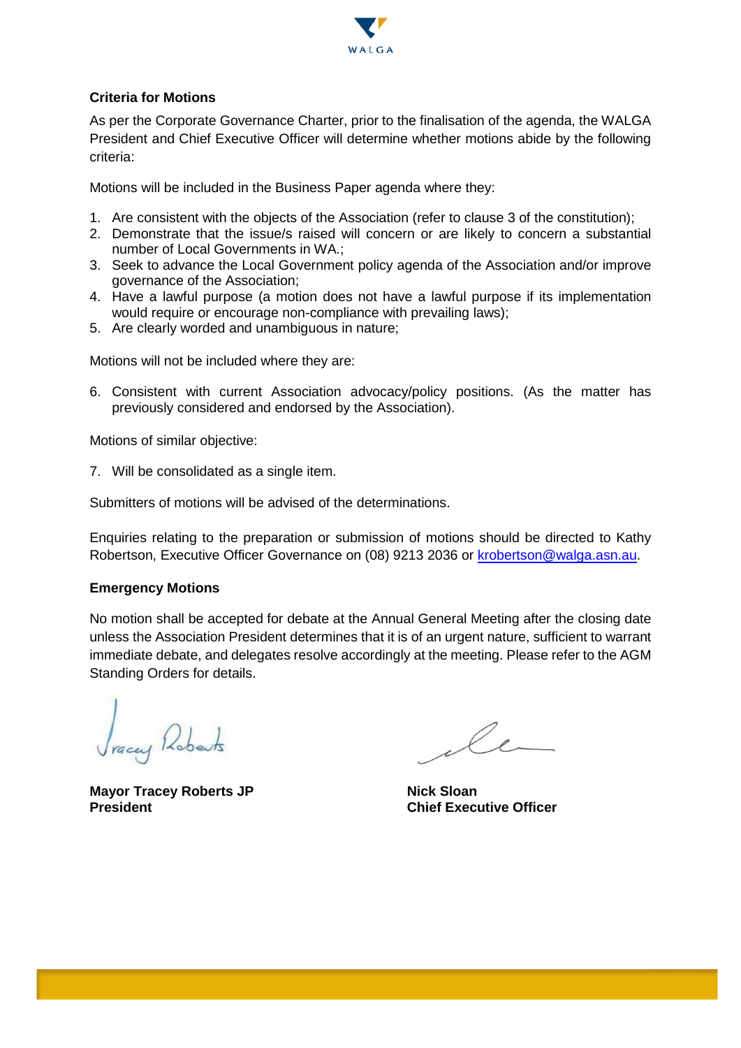**Criteria for Motions**

As per the Corporate Governance Charter, prior to the finalisation of the agenda, the WALGA President and Chief Executive Officer will determine whether motions abide by the following criteria:

Motions will be included in the Business Paper agenda where they:

1. Are consistent with the objects of the Association (refer to clause 3 of the constitution);
2. Demonstrate that the issue/s raised will concern or are likely to concern a substantial number of Local Governments in WA.;
3. Seek to advance the Local Government policy agenda of the Association and/or improve governance of the Association;
4. Have a lawful purpose (a motion does not have a lawful purpose if its implementation would require or encourage non-compliance with prevailing laws);
5. Are clearly worded and unambiguous in nature;

Motions will not be included where they are:

6. Consistent with current Association advocacy/policy positions. (As the matter has previously considered and endorsed by the Association).

Motions of similar objective:

7. Will be consolidated as a single item.

Submitters of motions will be advised of the determinations.

Enquiries relating to the preparation or submission of motions should be directed to Kathy Robertson, Executive Officer Governance on (08) 9213 2036 or krobertson@walga.asn.au.

**Emergency Motions**

No motion shall be accepted for debate at the Annual General Meeting after the closing date unless the Association President determines that it is of an urgent nature, sufficient to warrant immediate debate, and delegates resolve accordingly at the meeting. Please refer to the AGM Standing Orders for details.

**Mayor Tracey Roberts JP**
**President**

**Nick Sloan**
**Chief Executive Officer**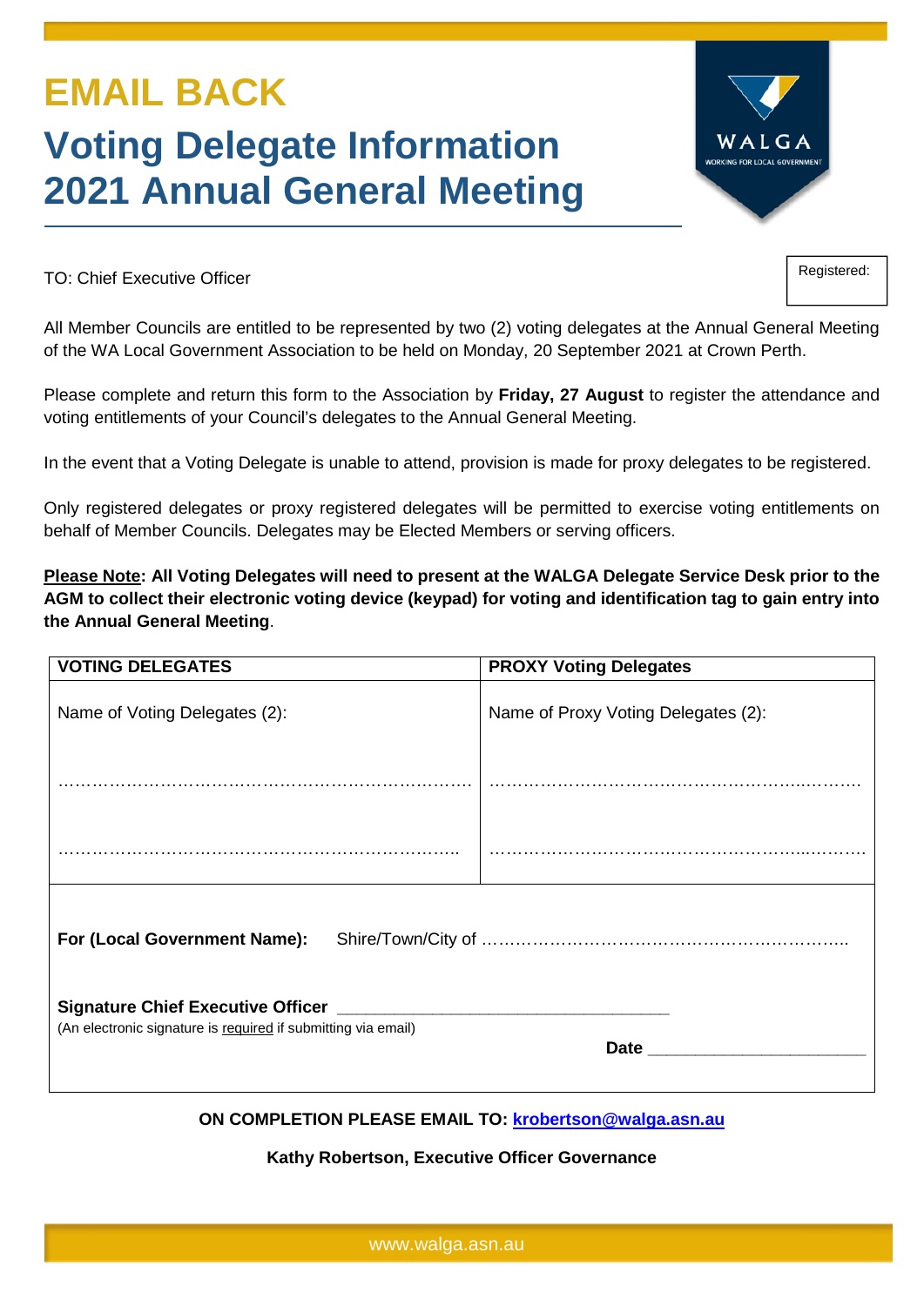# EMAIL BACK

# Voting Delegate Information 2021 Annual General Meeting

WALGA
WORKING FOR LOCAL GOVERNMENT

TO: Chief Executive Officer

Registered:

All Member Councils are entitled to be represented by two (2) voting delegates at the Annual General Meeting of the WA Local Government Association to be held on Monday, 20 September 2021 at Crown Perth.

Please complete and return this form to the Association by **Friday, 27 August** to register the attendance and voting entitlements of your Council's delegates to the Annual General Meeting.

In the event that a Voting Delegate is unable to attend, provision is made for proxy delegates to be registered.

Only registered delegates or proxy registered delegates will be permitted to exercise voting entitlements on behalf of Member Councils. Delegates may be Elected Members or serving officers.

**Please Note: All Voting Delegates will need to present at the WALGA Delegate Service Desk prior to the AGM to collect their electronic voting device (keypad) for voting and identification tag to gain entry into the Annual General Meeting.**

| **VOTING DELEGATES** | **PROXY Voting Delegates** |
|---|---|
| Name of Voting Delegates (2): | Name of Proxy Voting Delegates (2): |
| ………………………………………………………… | ………………………………………………………… |
| ………………………………………………………… | ………………………………………………………… |

**For (Local Government Name):** Shire/Town/City of ……………………………………………………………

**Signature Chief Executive Officer** ___________________________________
(An electronic signature is required if submitting via email)

**Date** _______________________

**ON COMPLETION PLEASE EMAIL TO: krobertson@walga.asn.au**

**Kathy Robertson, Executive Officer Governance**

www.walga.asn.au